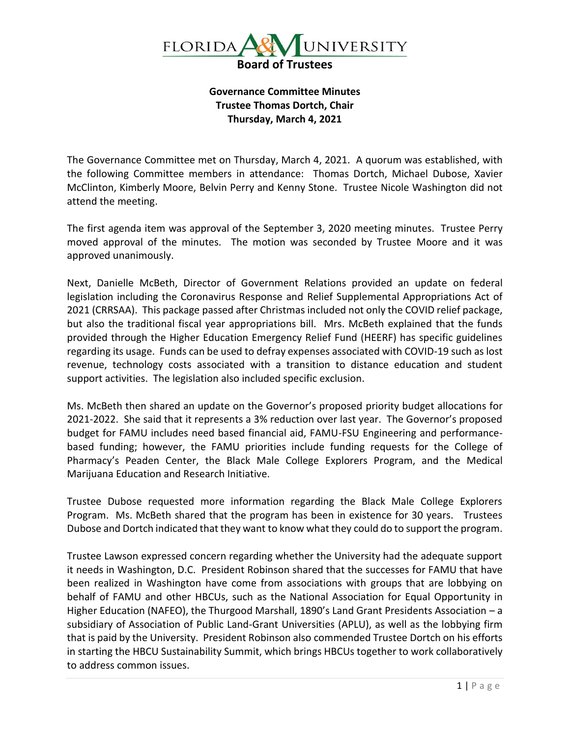# FLORIDA A&M UNIVERSITY
## Board of Trustees

**Governance Committee Minutes**
**Trustee Thomas Dortch, Chair**
**Thursday, March 4, 2021**

The Governance Committee met on Thursday, March 4, 2021. A quorum was established, with the following Committee members in attendance: Thomas Dortch, Michael Dubose, Xavier McClinton, Kimberly Moore, Belvin Perry and Kenny Stone. Trustee Nicole Washington did not attend the meeting.

The first agenda item was approval of the September 3, 2020 meeting minutes. Trustee Perry moved approval of the minutes. The motion was seconded by Trustee Moore and it was approved unanimously.

Next, Danielle McBeth, Director of Government Relations provided an update on federal legislation including the Coronavirus Response and Relief Supplemental Appropriations Act of 2021 (CRRSAA). This package passed after Christmas included not only the COVID relief package, but also the traditional fiscal year appropriations bill. Mrs. McBeth explained that the funds provided through the Higher Education Emergency Relief Fund (HEERF) has specific guidelines regarding its usage. Funds can be used to defray expenses associated with COVID-19 such as lost revenue, technology costs associated with a transition to distance education and student support activities. The legislation also included specific exclusion.

Ms. McBeth then shared an update on the Governor's proposed priority budget allocations for 2021-2022. She said that it represents a 3% reduction over last year. The Governor's proposed budget for FAMU includes need based financial aid, FAMU-FSU Engineering and performance-based funding; however, the FAMU priorities include funding requests for the College of Pharmacy's Peaden Center, the Black Male College Explorers Program, and the Medical Marijuana Education and Research Initiative.

Trustee Dubose requested more information regarding the Black Male College Explorers Program. Ms. McBeth shared that the program has been in existence for 30 years. Trustees Dubose and Dortch indicated that they want to know what they could do to support the program.

Trustee Lawson expressed concern regarding whether the University had the adequate support it needs in Washington, D.C. President Robinson shared that the successes for FAMU that have been realized in Washington have come from associations with groups that are lobbying on behalf of FAMU and other HBCUs, such as the National Association for Equal Opportunity in Higher Education (NAFEO), the Thurgood Marshall, 1890's Land Grant Presidents Association – a subsidiary of Association of Public Land-Grant Universities (APLU), as well as the lobbying firm that is paid by the University. President Robinson also commended Trustee Dortch on his efforts in starting the HBCU Sustainability Summit, which brings HBCUs together to work collaboratively to address common issues.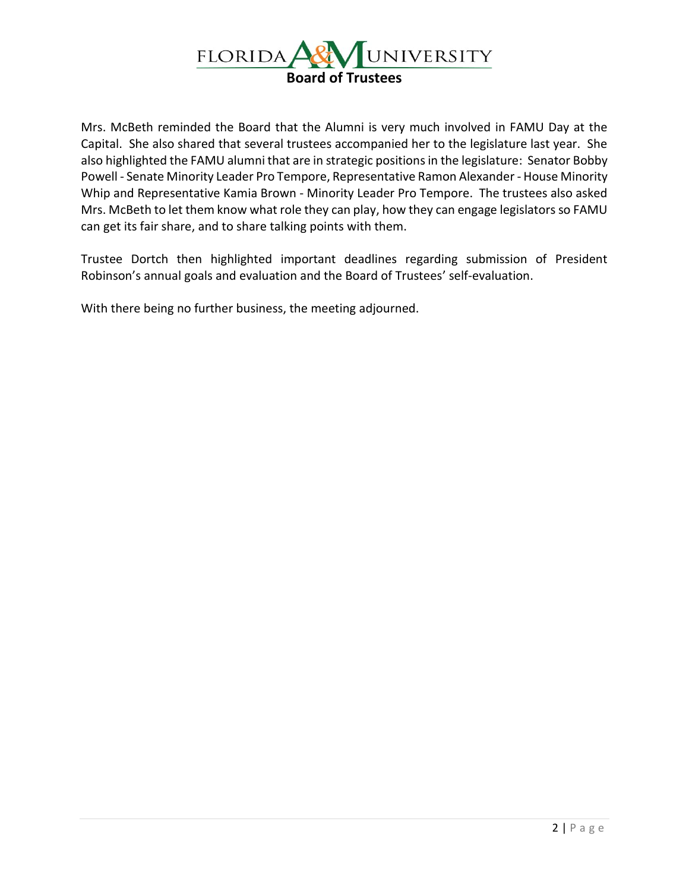Mrs. McBeth reminded the Board that the Alumni is very much involved in FAMU Day at the Capital. She also shared that several trustees accompanied her to the legislature last year. She also highlighted the FAMU alumni that are in strategic positions in the legislature: Senator Bobby Powell - Senate Minority Leader Pro Tempore, Representative Ramon Alexander - House Minority Whip and Representative Kamia Brown - Minority Leader Pro Tempore. The trustees also asked Mrs. McBeth to let them know what role they can play, how they can engage legislators so FAMU can get its fair share, and to share talking points with them.

Trustee Dortch then highlighted important deadlines regarding submission of President Robinson's annual goals and evaluation and the Board of Trustees' self-evaluation.

With there being no further business, the meeting adjourned.